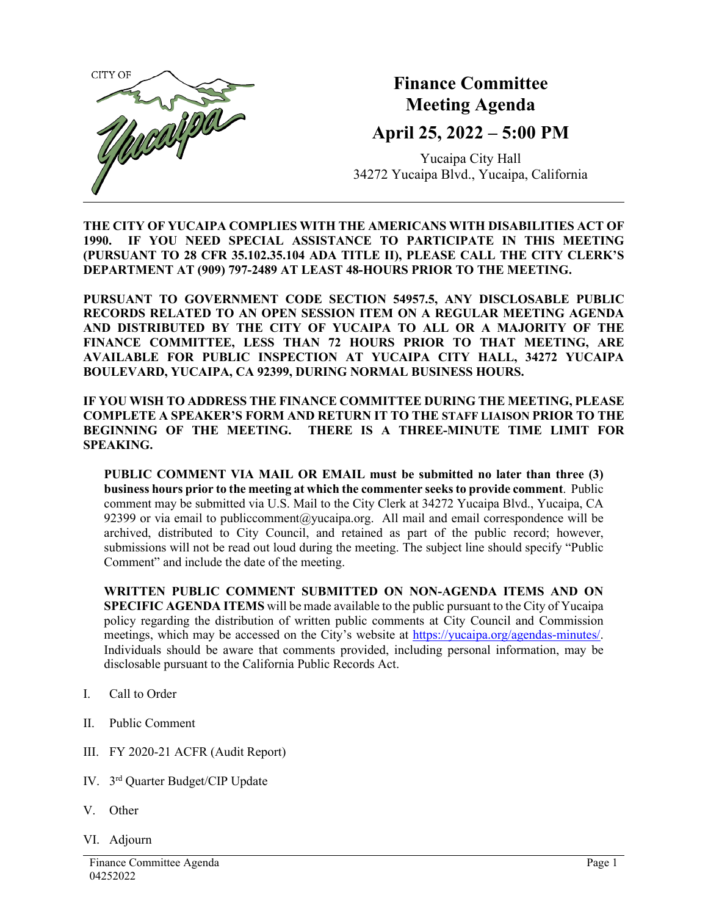CITY OF Yucaipa

# Finance Committee Meeting Agenda

## April 25, 2022 – 5:00 PM

Yucaipa City Hall
34272 Yucaipa Blvd., Yucaipa, California

**THE CITY OF YUCAIPA COMPLIES WITH THE AMERICANS WITH DISABILITIES ACT OF 1990. IF YOU NEED SPECIAL ASSISTANCE TO PARTICIPATE IN THIS MEETING (PURSUANT TO 28 CFR 35.102.35.104 ADA TITLE II), PLEASE CALL THE CITY CLERK'S DEPARTMENT AT (909) 797-2489 AT LEAST 48-HOURS PRIOR TO THE MEETING.**

**PURSUANT TO GOVERNMENT CODE SECTION 54957.5, ANY DISCLOSABLE PUBLIC RECORDS RELATED TO AN OPEN SESSION ITEM ON A REGULAR MEETING AGENDA AND DISTRIBUTED BY THE CITY OF YUCAIPA TO ALL OR A MAJORITY OF THE FINANCE COMMITTEE, LESS THAN 72 HOURS PRIOR TO THAT MEETING, ARE AVAILABLE FOR PUBLIC INSPECTION AT YUCAIPA CITY HALL, 34272 YUCAIPA BOULEVARD, YUCAIPA, CA 92399, DURING NORMAL BUSINESS HOURS.**

**IF YOU WISH TO ADDRESS THE FINANCE COMMITTEE DURING THE MEETING, PLEASE COMPLETE A SPEAKER'S FORM AND RETURN IT TO THE STAFF LIAISON PRIOR TO THE BEGINNING OF THE MEETING. THERE IS A THREE-MINUTE TIME LIMIT FOR SPEAKING.**

**PUBLIC COMMENT VIA MAIL OR EMAIL must be submitted no later than three (3) business hours prior to the meeting at which the commenter seeks to provide comment**. Public comment may be submitted via U.S. Mail to the City Clerk at 34272 Yucaipa Blvd., Yucaipa, CA 92399 or via email to publiccomment@yucaipa.org. All mail and email correspondence will be archived, distributed to City Council, and retained as part of the public record; however, submissions will not be read out loud during the meeting. The subject line should specify "Public Comment" and include the date of the meeting.

**WRITTEN PUBLIC COMMENT SUBMITTED ON NON-AGENDA ITEMS AND ON SPECIFIC AGENDA ITEMS** will be made available to the public pursuant to the City of Yucaipa policy regarding the distribution of written public comments at City Council and Commission meetings, which may be accessed on the City's website at https://yucaipa.org/agendas-minutes/. Individuals should be aware that comments provided, including personal information, may be disclosable pursuant to the California Public Records Act.

I. Call to Order

II. Public Comment

III. FY 2020-21 ACFR (Audit Report)

IV. 3rd Quarter Budget/CIP Update

V. Other

VI. Adjourn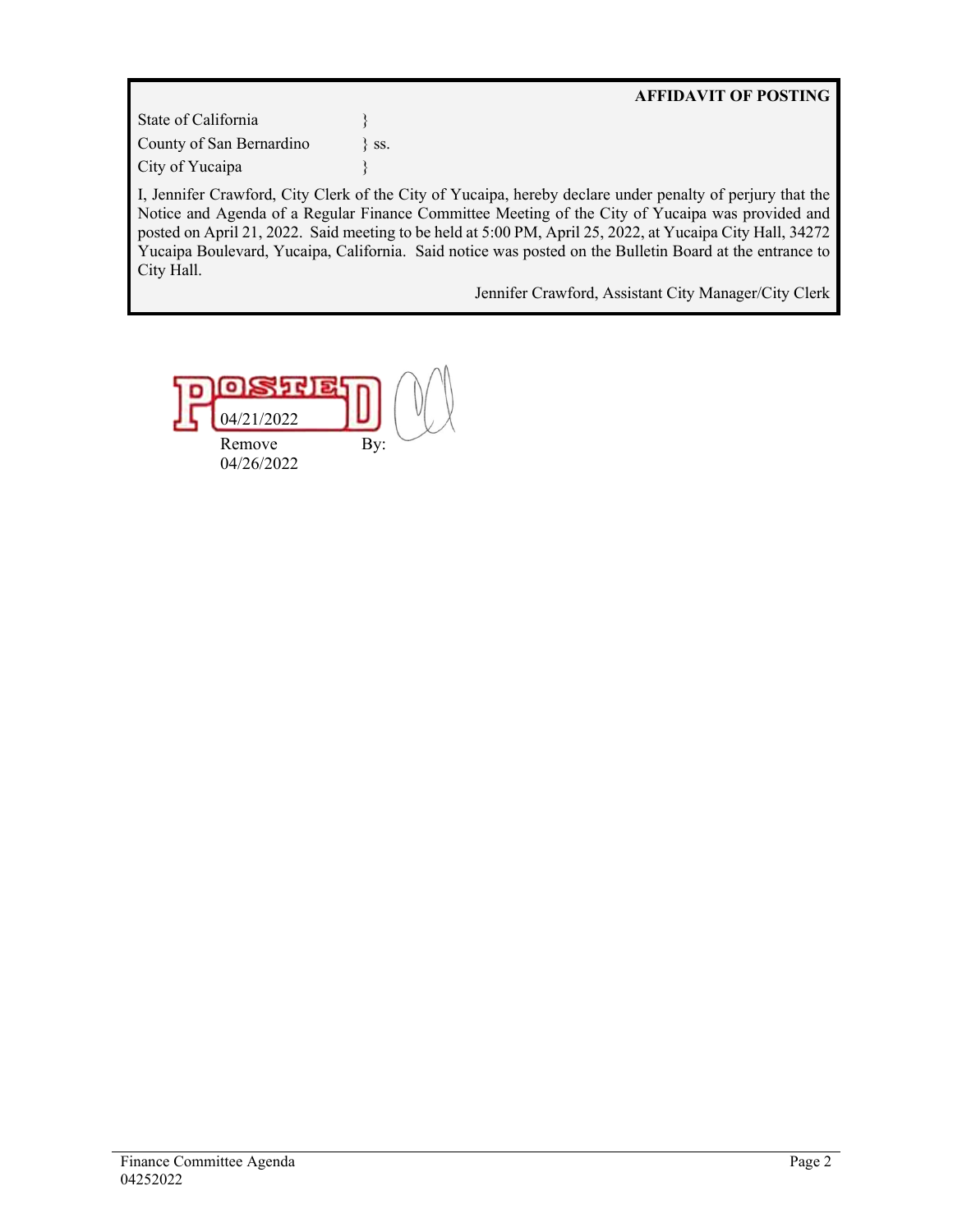**AFFIDAVIT OF POSTING**

State of California }
County of San Bernardino } ss.
City of Yucaipa }

I, Jennifer Crawford, City Clerk of the City of Yucaipa, hereby declare under penalty of perjury that the Notice and Agenda of a Regular Finance Committee Meeting of the City of Yucaipa was provided and posted on April 21, 2022. Said meeting to be held at 5:00 PM, April 25, 2022, at Yucaipa City Hall, 34272 Yucaipa Boulevard, Yucaipa, California. Said notice was posted on the Bulletin Board at the entrance to City Hall.

Jennifer Crawford, Assistant City Manager/City Clerk

POSTED
04/21/2022
Remove
04/26/2022
By: